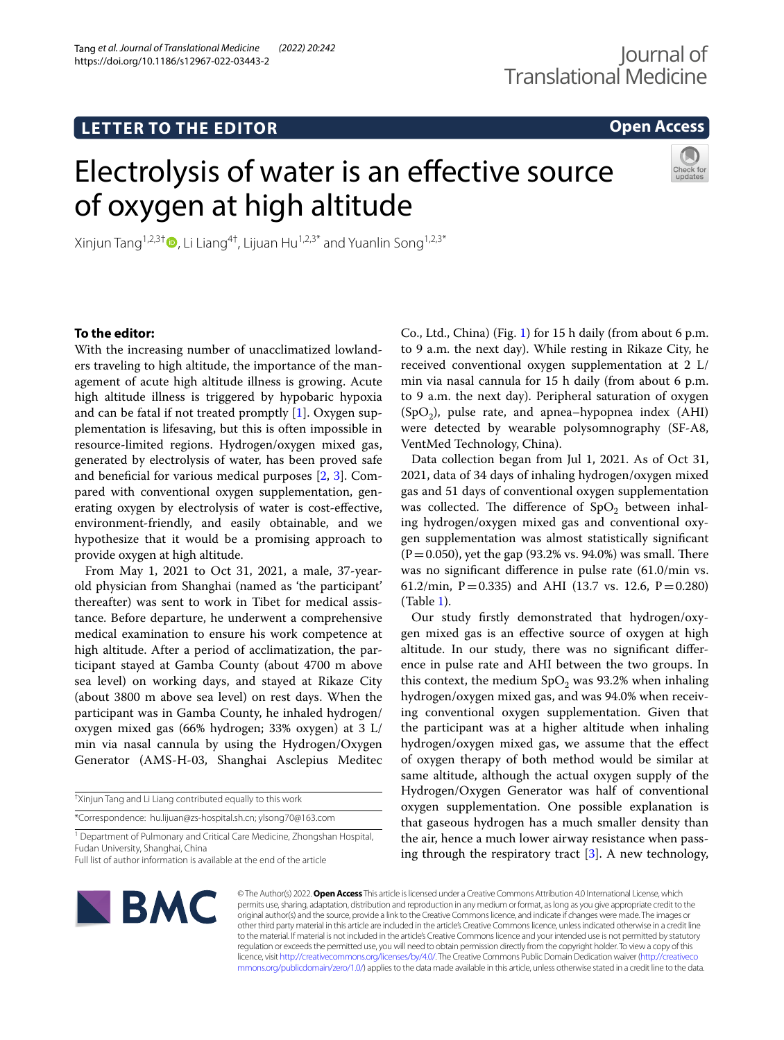LETTER TO THE EDITOR

Open Access

# Electrolysis of water is an effective source of oxygen at high altitude

Xinjun Tang[1,2,3†], Li Liang[4†], Lijuan Hu[1,2,3*] and Yuanlin Song[1,2,3*]

**To the editor:**

With the increasing number of unacclimatized lowlanders traveling to high altitude, the importance of the management of acute high altitude illness is growing. Acute high altitude illness is triggered by hypobaric hypoxia and can be fatal if not treated promptly [1]. Oxygen supplementation is lifesaving, but this is often impossible in resource-limited regions. Hydrogen/oxygen mixed gas, generated by electrolysis of water, has been proved safe and beneficial for various medical purposes [2, 3]. Compared with conventional oxygen supplementation, generating oxygen by electrolysis of water is cost-effective, environment-friendly, and easily obtainable, and we hypothesize that it would be a promising approach to provide oxygen at high altitude.

From May 1, 2021 to Oct 31, 2021, a male, 37-year-old physician from Shanghai (named as 'the participant' thereafter) was sent to work in Tibet for medical assistance. Before departure, he underwent a comprehensive medical examination to ensure his work competence at high altitude. After a period of acclimatization, the participant stayed at Gamba County (about 4700 m above sea level) on working days, and stayed at Rikaze City (about 3800 m above sea level) on rest days. When the participant was in Gamba County, he inhaled hydrogen/oxygen mixed gas (66% hydrogen; 33% oxygen) at 3 L/min via nasal cannula by using the Hydrogen/Oxygen Generator (AMS-H-03, Shanghai Asclepius Meditec Co., Ltd., China) (Fig. 1) for 15 h daily (from about 6 p.m. to 9 a.m. the next day). While resting in Rikaze City, he received conventional oxygen supplementation at 2 L/min via nasal cannula for 15 h daily (from about 6 p.m. to 9 a.m. the next day). Peripheral saturation of oxygen ($SpO_2$), pulse rate, and apnea–hypopnea index (AHI) were detected by wearable polysomnography (SF-A8, VentMed Technology, China).

Data collection began from Jul 1, 2021. As of Oct 31, 2021, data of 34 days of inhaling hydrogen/oxygen mixed gas and 51 days of conventional oxygen supplementation was collected. The difference of $SpO_2$ between inhaling hydrogen/oxygen mixed gas and conventional oxygen supplementation was almost statistically significant ($P=0.050$), yet the gap (93.2% vs. 94.0%) was small. There was no significant difference in pulse rate (61.0/min vs. 61.2/min, $P=0.335$) and AHI (13.7 vs. 12.6, $P=0.280$) (Table 1).

Our study firstly demonstrated that hydrogen/oxygen mixed gas is an effective source of oxygen at high altitude. In our study, there was no significant difference in pulse rate and AHI between the two groups. In this context, the medium $SpO_2$ was 93.2% when inhaling hydrogen/oxygen mixed gas, and was 94.0% when receiving conventional oxygen supplementation. Given that the participant was at a higher altitude when inhaling hydrogen/oxygen mixed gas, we assume that the effect of oxygen therapy of both method would be similar at same altitude, although the actual oxygen supply of the Hydrogen/Oxygen Generator was half of conventional oxygen supplementation. One possible explanation is that gaseous hydrogen has a much smaller density than the air, hence a much lower airway resistance when passing through the respiratory tract [3]. A new technology,

†Xinjun Tang and Li Liang contributed equally to this work

*Correspondence: hu.lijuan@zs-hospital.sh.cn; ylsong70@163.com

[1] Department of Pulmonary and Critical Care Medicine, Zhongshan Hospital, Fudan University, Shanghai, China

Full list of author information is available at the end of the article

© The Author(s) 2022. **Open Access** This article is licensed under a Creative Commons Attribution 4.0 International License, which permits use, sharing, adaptation, distribution and reproduction in any medium or format, as long as you give appropriate credit to the original author(s) and the source, provide a link to the Creative Commons licence, and indicate if changes were made. The images or other third party material in this article are included in the article's Creative Commons licence, unless indicated otherwise in a credit line to the material. If material is not included in the article's Creative Commons licence and your intended use is not permitted by statutory regulation or exceeds the permitted use, you will need to obtain permission directly from the copyright holder. To view a copy of this licence, visit http://creativecommons.org/licenses/by/4.0/. The Creative Commons Public Domain Dedication waiver (http://creativecommons.org/publicdomain/zero/1.0/) applies to the data made available in this article, unless otherwise stated in a credit line to the data.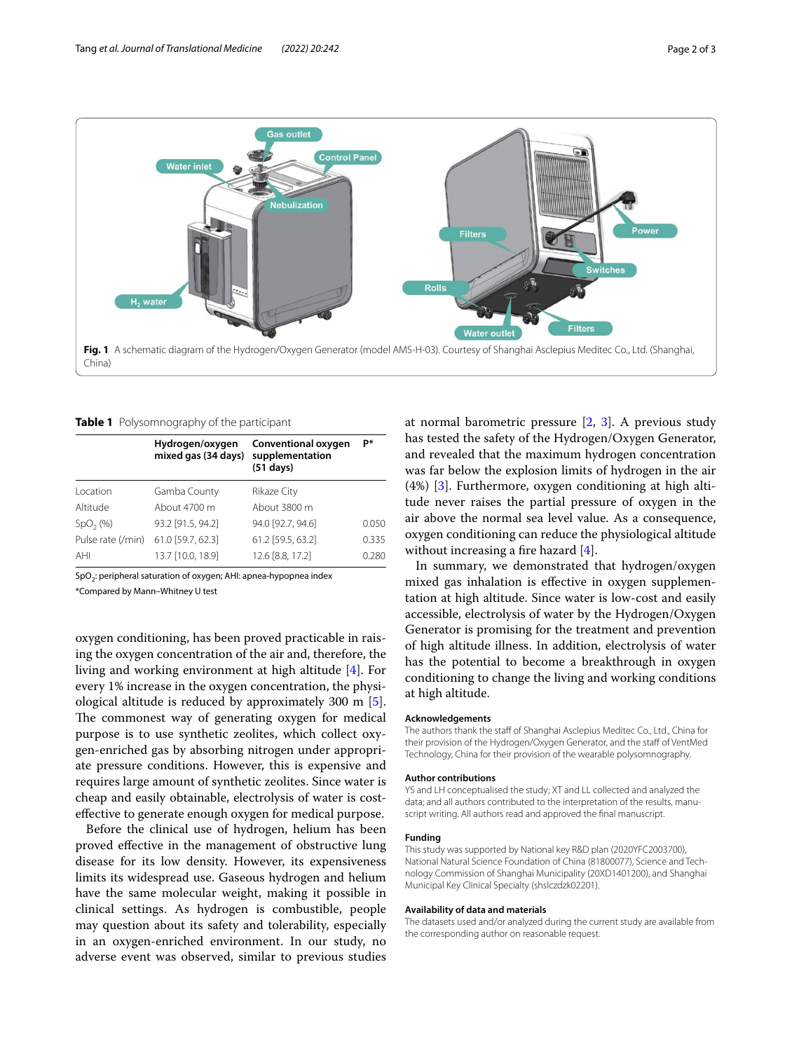Fig. 1 A schematic diagram of the Hydrogen/Oxygen Generator (model AMS-H-03). Courtesy of Shanghai Asclepius Meditec Co., Ltd. (Shanghai, China)

**Table 1** Polysomnography of the participant

| | Hydrogen/oxygen mixed gas (34 days) | Conventional oxygen supplementation (51 days) | P* |
|---|---|---|---|
| Location | Gamba County | Rikaze City | |
| Altitude | About 4700 m | About 3800 m | |
| $SpO_2$ (%) | 93.2 [91.5, 94.2] | 94.0 [92.7, 94.6] | 0.050 |
| Pulse rate (/min) | 61.0 [59.7, 62.3] | 61.2 [59.5, 63.2] | 0.335 |
| AHI | 13.7 [10.0, 18.9] | 12.6 [8.8, 17.2] | 0.280 |

$SpO_2$: peripheral saturation of oxygen; AHI: apnea-hypopnea index

*Compared by Mann–Whitney U test

oxygen conditioning, has been proved practicable in raising the oxygen concentration of the air and, therefore, the living and working environment at high altitude [4]. For every 1% increase in the oxygen concentration, the physiological altitude is reduced by approximately 300 m [5]. The commonest way of generating oxygen for medical purpose is to use synthetic zeolites, which collect oxygen-enriched gas by absorbing nitrogen under appropriate pressure conditions. However, this is expensive and requires large amount of synthetic zeolites. Since water is cheap and easily obtainable, electrolysis of water is cost-effective to generate enough oxygen for medical purpose.

Before the clinical use of hydrogen, helium has been proved effective in the management of obstructive lung disease for its low density. However, its expensiveness limits its widespread use. Gaseous hydrogen and helium have the same molecular weight, making it possible in clinical settings. As hydrogen is combustible, people may question about its safety and tolerability, especially in an oxygen-enriched environment. In our study, no adverse event was observed, similar to previous studies at normal barometric pressure [2, 3]. A previous study has tested the safety of the Hydrogen/Oxygen Generator, and revealed that the maximum hydrogen concentration was far below the explosion limits of hydrogen in the air (4%) [3]. Furthermore, oxygen conditioning at high altitude never raises the partial pressure of oxygen in the air above the normal sea level value. As a consequence, oxygen conditioning can reduce the physiological altitude without increasing a fire hazard [4].

In summary, we demonstrated that hydrogen/oxygen mixed gas inhalation is effective in oxygen supplementation at high altitude. Since water is low-cost and easily accessible, electrolysis of water by the Hydrogen/Oxygen Generator is promising for the treatment and prevention of high altitude illness. In addition, electrolysis of water has the potential to become a breakthrough in oxygen conditioning to change the living and working conditions at high altitude.

#### Acknowledgements

The authors thank the staff of Shanghai Asclepius Meditec Co., Ltd., China for their provision of the Hydrogen/Oxygen Generator, and the staff of VentMed Technology, China for their provision of the wearable polysomnography.

#### Author contributions

YS and LH conceptualised the study; XT and LL collected and analyzed the data; and all authors contributed to the interpretation of the results, manuscript writing. All authors read and approved the final manuscript.

#### Funding

This study was supported by National key R&D plan (2020YFC2003700), National Natural Science Foundation of China (81800077), Science and Technology Commission of Shanghai Municipality (20XD1401200), and Shanghai Municipal Key Clinical Specialty (shslczdzk02201).

#### Availability of data and materials

The datasets used and/or analyzed during the current study are available from the corresponding author on reasonable request.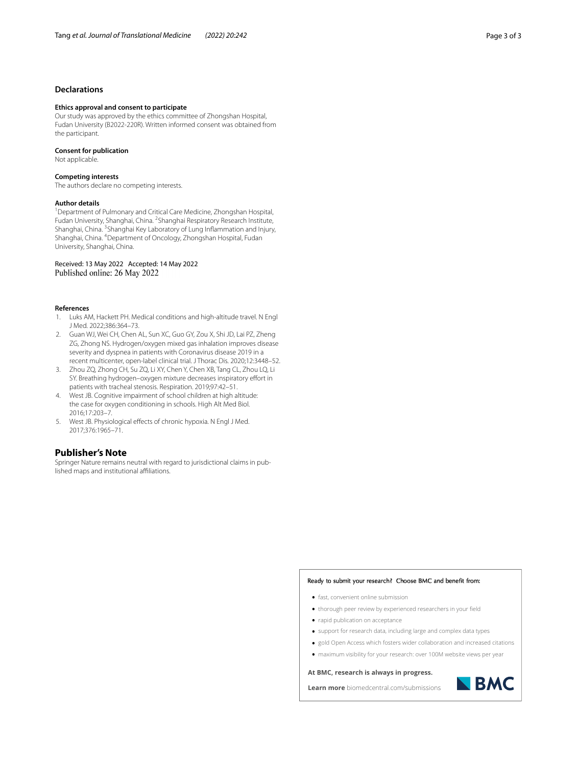## Declarations

### Ethics approval and consent to participate

Our study was approved by the ethics committee of Zhongshan Hospital, Fudan University (B2022-220R). Written informed consent was obtained from the participant.

### Consent for publication

Not applicable.

### Competing interests

The authors declare no competing interests.

### Author details

[1]Department of Pulmonary and Critical Care Medicine, Zhongshan Hospital, Fudan University, Shanghai, China. [2]Shanghai Respiratory Research Institute, Shanghai, China. [3]Shanghai Key Laboratory of Lung Inflammation and Injury, Shanghai, China. [4]Department of Oncology, Zhongshan Hospital, Fudan University, Shanghai, China.

Received: 13 May 2022 Accepted: 14 May 2022
Published online: 26 May 2022

### References

1. Luks AM, Hackett PH. Medical conditions and high-altitude travel. N Engl J Med. 2022;386:364–73.
2. Guan WJ, Wei CH, Chen AL, Sun XC, Guo GY, Zou X, Shi JD, Lai PZ, Zheng ZG, Zhong NS. Hydrogen/oxygen mixed gas inhalation improves disease severity and dyspnea in patients with Coronavirus disease 2019 in a recent multicenter, open-label clinical trial. J Thorac Dis. 2020;12:3448–52.
3. Zhou ZQ, Zhong CH, Su ZQ, Li XY, Chen Y, Chen XB, Tang CL, Zhou LQ, Li SY. Breathing hydrogen–oxygen mixture decreases inspiratory effort in patients with tracheal stenosis. Respiration. 2019;97:42–51.
4. West JB. Cognitive impairment of school children at high altitude: the case for oxygen conditioning in schools. High Alt Med Biol. 2016;17:203–7.
5. West JB. Physiological effects of chronic hypoxia. N Engl J Med. 2017;376:1965–71.

## Publisher's Note

Springer Nature remains neutral with regard to jurisdictional claims in published maps and institutional affiliations.

Ready to submit your research? Choose BMC and benefit from:

- fast, convenient online submission
- thorough peer review by experienced researchers in your field
- rapid publication on acceptance
- support for research data, including large and complex data types
- gold Open Access which fosters wider collaboration and increased citations
- maximum visibility for your research: over 100M website views per year

**At BMC, research is always in progress.**

**Learn more** biomedcentral.com/submissions